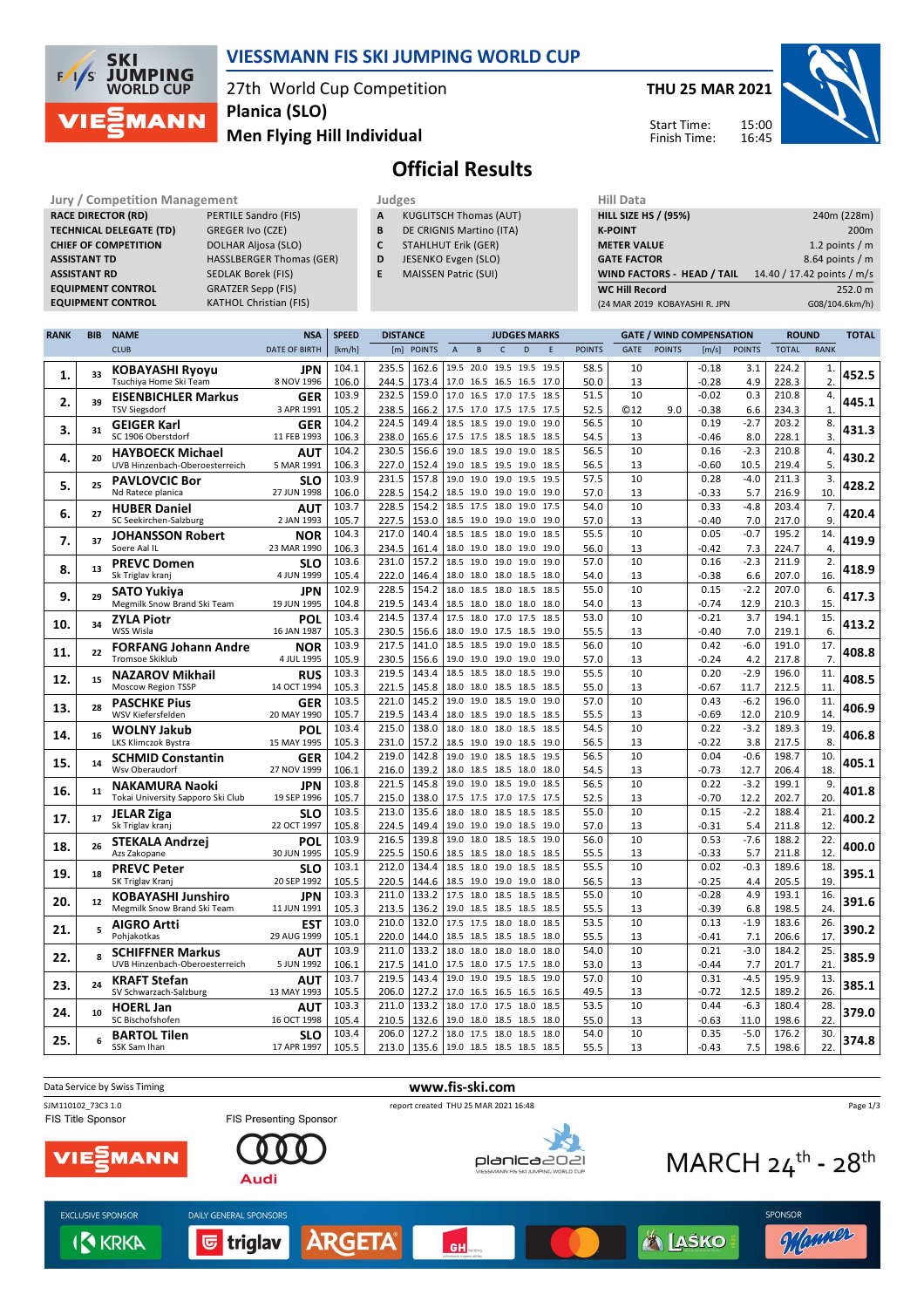# VIESSMANN FIS SKI JUMPING WORLD CUP

27th World Cup Competition
**Planica (SLO)**
**Men Flying Hill Individual**

**THU 25 MAR 2021**

Start Time: 15:00
Finish Time: 16:45

## Official Results

| Jury / Competition Management | |
|---|---|
| RACE DIRECTOR (RD) | PERTILE Sandro (FIS) |
| TECHNICAL DELEGATE (TD) | GREGER Ivo (CZE) |
| CHIEF OF COMPETITION | DOLHAR Aljosa (SLO) |
| ASSISTANT TD | HASSLBERGER Thomas (GER) |
| ASSISTANT RD | SEDLAK Borek (FIS) |
| EQUIPMENT CONTROL | GRATZER Sepp (FIS) |
| EQUIPMENT CONTROL | KATHOL Christian (FIS) |

| Judges | |
|---|---|
| A | KUGLITSCH Thomas (AUT) |
| B | DE CRIGNIS Martino (ITA) |
| C | STAHLHUT Erik (GER) |
| D | JESENKO Evgen (SLO) |
| E | MAISSEN Patric (SUI) |

| Hill Data | |
|---|---|
| HILL SIZE HS / (95%) | 240m (228m) |
| K-POINT | 200m |
| METER VALUE | 1.2 points / m |
| GATE FACTOR | 8.64 points / m |
| WIND FACTORS - HEAD / TAIL | 14.40 / 17.42 points / m/s |
| WC Hill Record | 252.0 m |
| (24 MAR 2019 KOBAYASHI R. JPN | G08/104.6km/h) |

| RANK | BIB | NAME / CLUB | NSA / DATE OF BIRTH | SPEED [km/h] | DISTANCE [m] | DIST. POINTS | A | B | C | D | E | JUDGES POINTS | GATE | GATE POINTS | WIND [m/s] | WIND POINTS | ROUND TOTAL | ROUND RANK | TOTAL |
|---|---|---|---|---|---|---|---|---|---|---|---|---|---|---|---|---|---|---|---|
| 1. | 33 | KOBAYASHI Ryoyu | JPN | 104.1 | 235.5 | 162.6 | 19.5 | 20.0 | 19.5 | 19.5 | 19.5 | 58.5 | 10 | | -0.18 | 3.1 | 224.2 | 1. | 452.5 |
| | | Tsuchiya Home Ski Team | 8 NOV 1996 | 106.0 | 244.5 | 173.4 | 17.0 | 16.5 | 16.5 | 16.5 | 17.0 | 50.0 | 13 | | -0.28 | 4.9 | 228.3 | 2. | |
| 2. | 39 | EISENBICHLER Markus | GER | 103.9 | 232.5 | 159.0 | 17.0 | 16.5 | 17.0 | 17.5 | 18.5 | 51.5 | 10 | | -0.02 | 0.3 | 210.8 | 4. | 445.1 |
| | | TSV Siegsdorf | 3 APR 1991 | 105.2 | 238.5 | 166.2 | 17.5 | 17.0 | 17.5 | 17.5 | 17.5 | 52.5 | ©12 | 9.0 | -0.38 | 6.6 | 234.3 | 1. | |
| 3. | 31 | GEIGER Karl | GER | 104.2 | 224.5 | 149.4 | 18.5 | 18.5 | 19.0 | 19.0 | 19.0 | 56.5 | 10 | | 0.19 | -2.7 | 203.2 | 8. | 431.3 |
| | | SC 1906 Oberstdorf | 11 FEB 1993 | 106.3 | 238.0 | 165.6 | 17.5 | 17.5 | 18.5 | 18.5 | 18.5 | 54.5 | 13 | | -0.46 | 8.0 | 228.1 | 3. | |
| 4. | 20 | HAYBOECK Michael | AUT | 104.2 | 230.5 | 156.6 | 19.0 | 18.5 | 19.0 | 19.0 | 18.5 | 56.5 | 10 | | 0.16 | -2.3 | 210.8 | 4. | 430.2 |
| | | UVB Hinzenbach-Oberoesterreich | 5 MAR 1991 | 106.3 | 227.0 | 152.4 | 19.0 | 18.5 | 19.5 | 19.0 | 18.5 | 56.5 | 13 | | -0.60 | 10.5 | 219.4 | 5. | |
| 5. | 25 | PAVLOVCIC Bor | SLO | 103.9 | 231.5 | 157.8 | 19.0 | 19.0 | 19.0 | 19.5 | 19.5 | 57.5 | 10 | | 0.28 | -4.0 | 211.3 | 3. | 428.2 |
| | | Nd Ratece planica | 27 JUN 1998 | 106.0 | 228.5 | 154.2 | 18.5 | 19.0 | 19.0 | 19.0 | 19.0 | 57.0 | 13 | | -0.33 | 5.7 | 216.9 | 10. | |
| 6. | 27 | HUBER Daniel | AUT | 103.7 | 228.5 | 154.2 | 18.5 | 17.5 | 18.0 | 19.0 | 17.5 | 54.0 | 10 | | 0.33 | -4.8 | 203.4 | 7. | 420.4 |
| | | SC Seekirchen-Salzburg | 2 JAN 1993 | 105.7 | 227.5 | 153.0 | 18.5 | 19.0 | 19.0 | 19.0 | 19.0 | 57.0 | 13 | | -0.40 | 7.0 | 217.0 | 9. | |
| 7. | 37 | JOHANSSON Robert | NOR | 104.3 | 217.0 | 140.4 | 18.5 | 18.5 | 18.0 | 19.0 | 18.5 | 55.5 | 10 | | 0.05 | -0.7 | 195.2 | 14. | 419.9 |
| | | Soere Aal IL | 23 MAR 1990 | 106.3 | 234.5 | 161.4 | 18.0 | 19.0 | 18.0 | 19.0 | 19.0 | 56.0 | 13 | | -0.42 | 7.3 | 224.7 | 4. | |
| 8. | 13 | PREVC Domen | SLO | 103.6 | 231.0 | 157.2 | 18.5 | 19.0 | 19.0 | 19.0 | 19.0 | 57.0 | 10 | | 0.16 | -2.3 | 211.9 | 2. | 418.9 |
| | | Sk Triglav kranj | 4 JUN 1999 | 105.4 | 222.0 | 146.4 | 18.0 | 18.0 | 18.0 | 18.5 | 18.0 | 54.0 | 13 | | -0.38 | 6.6 | 207.0 | 16. | |
| 9. | 29 | SATO Yukiya | JPN | 102.9 | 228.5 | 154.2 | 18.0 | 18.5 | 18.0 | 18.5 | 18.5 | 55.0 | 10 | | 0.15 | -2.2 | 207.0 | 6. | 417.3 |
| | | Megmilk Snow Brand Ski Team | 19 JUN 1995 | 104.8 | 219.5 | 143.4 | 18.5 | 18.0 | 18.0 | 18.0 | 18.0 | 54.0 | 13 | | -0.74 | 12.9 | 210.3 | 15. | |
| 10. | 34 | ZYLA Piotr | POL | 103.4 | 214.5 | 137.4 | 17.5 | 18.0 | 17.0 | 17.5 | 18.5 | 53.0 | 10 | | -0.21 | 3.7 | 194.1 | 15. | 413.2 |
| | | WSS Wisla | 16 JAN 1987 | 105.3 | 230.5 | 156.6 | 18.0 | 19.0 | 17.5 | 18.5 | 19.0 | 55.5 | 13 | | -0.40 | 7.0 | 219.1 | 6. | |
| 11. | 22 | FORFANG Johann Andre | NOR | 103.9 | 217.5 | 141.0 | 18.5 | 18.5 | 19.0 | 19.0 | 18.5 | 56.0 | 10 | | 0.42 | -6.0 | 191.0 | 17. | 408.8 |
| | | Tromsoe Skiklub | 4 JUL 1995 | 105.9 | 230.5 | 156.6 | 19.0 | 19.0 | 19.0 | 19.0 | 19.0 | 57.0 | 13 | | -0.24 | 4.2 | 217.8 | 7. | |
| 12. | 15 | NAZAROV Mikhail | RUS | 103.3 | 219.5 | 143.4 | 18.5 | 18.5 | 18.0 | 18.5 | 19.0 | 55.5 | 10 | | 0.20 | -2.9 | 196.0 | 11. | 408.5 |
| | | Moscow Region TSSP | 14 OCT 1994 | 105.3 | 221.5 | 145.8 | 18.0 | 18.0 | 18.5 | 18.5 | 18.5 | 55.0 | 13 | | -0.67 | 11.7 | 212.5 | 11. | |
| 13. | 28 | PASCHKE Pius | GER | 103.5 | 221.0 | 145.2 | 19.0 | 19.0 | 18.5 | 19.0 | 19.0 | 57.0 | 10 | | 0.43 | -6.2 | 196.0 | 11. | 406.9 |
| | | WSV Kiefersfelden | 20 MAY 1990 | 105.7 | 219.5 | 143.4 | 18.0 | 18.5 | 19.0 | 18.5 | 18.5 | 55.5 | 13 | | -0.69 | 12.0 | 210.9 | 14. | |
| 14. | 16 | WOLNY Jakub | POL | 103.4 | 215.0 | 138.0 | 18.0 | 18.0 | 18.0 | 18.5 | 18.5 | 54.5 | 10 | | 0.22 | -3.2 | 189.3 | 19. | 406.8 |
| | | LKS Klimczok Bystra | 15 MAY 1995 | 105.3 | 231.0 | 157.2 | 18.5 | 19.0 | 19.0 | 19.0 | 18.5 | 56.5 | 13 | | -0.22 | 3.8 | 217.5 | 8. | |
| 15. | 14 | SCHMID Constantin | GER | 104.2 | 219.0 | 142.8 | 19.0 | 19.0 | 18.5 | 18.5 | 19.5 | 56.5 | 10 | | 0.04 | -0.6 | 198.7 | 10. | 405.1 |
| | | Wsv Oberaudorf | 27 NOV 1999 | 106.1 | 216.0 | 139.2 | 18.0 | 18.5 | 18.5 | 18.0 | 18.0 | 54.5 | 13 | | -0.73 | 12.7 | 206.4 | 18. | |
| 16. | 11 | NAKAMURA Naoki | JPN | 103.8 | 221.5 | 145.8 | 19.0 | 19.0 | 18.5 | 19.0 | 18.5 | 56.5 | 10 | | 0.22 | -3.2 | 199.1 | 9. | 401.8 |
| | | Tokai University Sapporo Ski Club | 19 SEP 1996 | 105.7 | 215.0 | 138.0 | 17.5 | 17.5 | 17.0 | 17.5 | 17.5 | 52.5 | 13 | | -0.70 | 12.2 | 202.7 | 20. | |
| 17. | 17 | JELAR Ziga | SLO | 103.5 | 213.0 | 135.6 | 18.0 | 18.0 | 18.5 | 18.5 | 18.5 | 55.0 | 10 | | 0.15 | -2.2 | 188.4 | 21. | 400.2 |
| | | Sk Triglav kranj | 22 OCT 1997 | 105.8 | 224.5 | 149.4 | 19.0 | 19.0 | 19.0 | 18.5 | 19.0 | 57.0 | 13 | | -0.31 | 5.4 | 211.8 | 12. | |
| 18. | 26 | STEKALA Andrzej | POL | 103.9 | 216.5 | 139.8 | 19.0 | 18.0 | 18.5 | 18.5 | 19.0 | 56.0 | 10 | | 0.53 | -7.6 | 188.2 | 22. | 400.0 |
| | | Azs Zakopane | 30 JUN 1995 | 105.9 | 225.5 | 150.6 | 18.5 | 18.5 | 18.0 | 18.5 | 18.5 | 55.5 | 13 | | -0.33 | 5.7 | 211.8 | 12. | |
| 19. | 18 | PREVC Peter | SLO | 103.1 | 212.0 | 134.4 | 18.5 | 18.0 | 19.0 | 18.5 | 18.5 | 55.5 | 10 | | 0.02 | -0.3 | 189.6 | 18. | 395.1 |
| | | SK Triglav Kranj | 20 SEP 1992 | 105.5 | 220.5 | 144.6 | 18.5 | 19.0 | 19.0 | 19.0 | 18.0 | 56.5 | 13 | | -0.25 | 4.4 | 205.5 | 19. | |
| 20. | 12 | KOBAYASHI Junshiro | JPN | 103.3 | 211.0 | 133.2 | 17.5 | 18.0 | 18.5 | 18.5 | 18.5 | 55.0 | 10 | | -0.28 | 4.9 | 193.1 | 16. | 391.6 |
| | | Megmilk Snow Brand Ski Team | 11 JUN 1991 | 105.3 | 213.5 | 136.2 | 19.0 | 18.5 | 18.0 | 18.0 | 18.5 | 55.5 | 13 | | -0.39 | 6.8 | 198.5 | 24. | |
| 21. | 5 | AIGRO Artti | EST | 103.0 | 210.0 | 132.0 | 17.5 | 17.5 | 18.0 | 18.0 | 18.5 | 53.5 | 10 | | 0.13 | -1.9 | 183.6 | 26. | 390.2 |
| | | Pohjakotkas | 29 AUG 1999 | 105.1 | 220.0 | 144.0 | 18.5 | 19.0 | 18.5 | 18.5 | 18.0 | 55.5 | 13 | | -0.41 | 7.1 | 206.6 | 17. | |
| 22. | 8 | SCHIFFNER Markus | AUT | 103.9 | 211.0 | 133.2 | 18.0 | 18.0 | 18.0 | 18.0 | 18.0 | 54.0 | 10 | | 0.21 | -3.0 | 184.2 | 25. | 385.9 |
| | | UVB Hinzenbach-Oberoesterreich | 5 JUN 1992 | 106.1 | 217.5 | 141.0 | 17.5 | 18.0 | 17.5 | 17.5 | 18.0 | 53.0 | 13 | | -0.44 | 7.7 | 201.7 | 21. | |
| 23. | 24 | KRAFT Stefan | AUT | 103.7 | 219.5 | 143.4 | 19.0 | 19.0 | 19.5 | 18.5 | 19.0 | 57.0 | 10 | | 0.31 | -4.5 | 195.9 | 13. | 385.1 |
| | | SV Schwarzach-Salzburg | 13 MAY 1993 | 105.5 | 206.0 | 127.2 | 17.0 | 16.5 | 16.5 | 16.5 | 16.5 | 49.5 | 13 | | -0.72 | 12.5 | 189.2 | 26. | |
| 24. | 10 | HOERL Jan | AUT | 103.3 | 211.0 | 133.2 | 18.0 | 17.0 | 17.5 | 18.0 | 18.5 | 53.5 | 10 | | 0.44 | -6.3 | 180.4 | 28. | 379.0 |
| | | SC Bischofshofen | 16 OCT 1998 | 105.4 | 210.5 | 132.6 | 19.0 | 18.0 | 18.5 | 18.5 | 18.0 | 55.0 | 13 | | -0.63 | 11.0 | 198.6 | 22. | |
| 25. | 6 | BARTOL Tilen | SLO | 103.4 | 206.0 | 127.2 | 18.0 | 17.5 | 18.0 | 18.5 | 18.0 | 54.0 | 10 | | 0.35 | -5.0 | 176.2 | 30. | 374.8 |
| | | SSK Sam Ihan | 17 APR 1997 | 105.5 | 213.0 | 135.6 | 19.0 | 18.5 | 18.5 | 18.5 | 18.5 | 55.5 | 13 | | -0.43 | 7.5 | 198.6 | 22. | |

Data Service by Swiss Timing — www.fis-ski.com

SJM110102_73C3 1.0 — report created THU 25 MAR 2021 16:48

FIS Title Sponsor: VIESSMANN — FIS Presenting Sponsor: Audi — planica2021 — MARCH 24th - 28th

EXCLUSIVE SPONSOR: KRKA — DAILY GENERAL SPONSORS: triglav, ARGETA, GH, Mastercard, LAŠKO — SPONSOR: Manner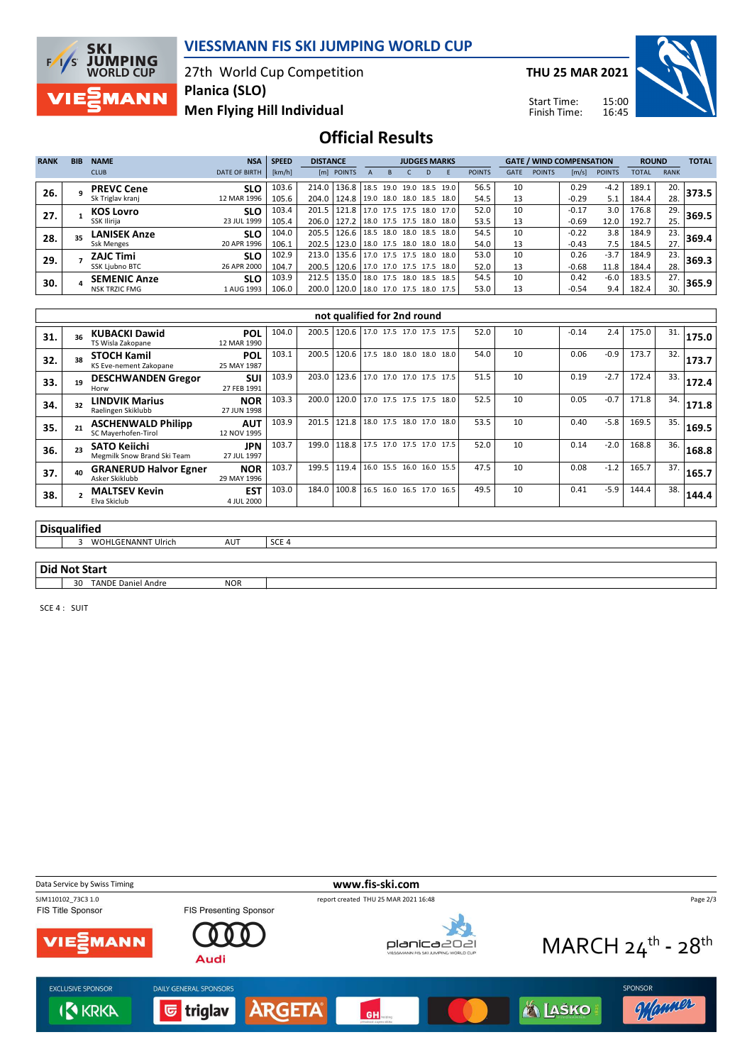# VIESSMANN FIS SKI JUMPING WORLD CUP

27th World Cup Competition
Planica (SLO)
Men Flying Hill Individual

THU 25 MAR 2021

Start Time: 15:00
Finish Time: 16:45

## Official Results

| RANK | BIB | NAME / CLUB | NSA / DATE OF BIRTH | SPEED [km/h] | DISTANCE [m] | DISTANCE POINTS | A | B | C | D | E | JUDGES POINTS | GATE | GATE POINTS | WIND [m/s] | WIND POINTS | ROUND TOTAL | ROUND RANK | TOTAL |
|---|---|---|---|---|---|---|---|---|---|---|---|---|---|---|---|---|---|---|---|
| 26. | 9 | **PREVC Cene** / Sk Triglav kranj | SLO / 12 MAR 1996 | 103.6 | 214.0 | 136.8 | 18.5 | 19.0 | 19.0 | 18.5 | 19.0 | 56.5 | 10 | | 0.29 | -4.2 | 189.1 | 20. | **373.5** |
| | | | | 105.6 | 204.0 | 124.8 | 19.0 | 18.0 | 18.0 | 18.5 | 18.0 | 54.5 | 13 | | -0.29 | 5.1 | 184.4 | 28. | |
| 27. | 1 | **KOS Lovro** / SSK Ilirija | SLO / 23 JUL 1999 | 103.4 | 201.5 | 121.8 | 17.0 | 17.5 | 17.5 | 18.0 | 17.0 | 52.0 | 10 | | -0.17 | 3.0 | 176.8 | 29. | **369.5** |
| | | | | 105.4 | 206.0 | 127.2 | 18.0 | 17.5 | 17.5 | 18.0 | 18.0 | 53.5 | 13 | | -0.69 | 12.0 | 192.7 | 25. | |
| 28. | 35 | **LANISEK Anze** / Ssk Menges | SLO / 20 APR 1996 | 104.0 | 205.5 | 126.6 | 18.5 | 18.0 | 18.0 | 18.5 | 18.0 | 54.5 | 10 | | -0.22 | 3.8 | 184.9 | 23. | **369.4** |
| | | | | 106.1 | 202.5 | 123.0 | 18.0 | 17.5 | 18.0 | 18.0 | 18.0 | 54.0 | 13 | | -0.43 | 7.5 | 184.5 | 27. | |
| 29. | 7 | **ZAJC Timi** / SSK Ljubno BTC | SLO / 26 APR 2000 | 102.9 | 213.0 | 135.6 | 17.0 | 17.5 | 17.5 | 18.0 | 18.0 | 53.0 | 10 | | 0.26 | -3.7 | 184.9 | 23. | **369.3** |
| | | | | 104.7 | 200.5 | 120.6 | 17.0 | 17.0 | 17.5 | 17.5 | 18.0 | 52.0 | 13 | | -0.68 | 11.8 | 184.4 | 28. | |
| 30. | 4 | **SEMENIC Anze** / NSK TRZIC FMG | SLO / 1 AUG 1993 | 103.9 | 212.5 | 135.0 | 18.0 | 17.5 | 18.0 | 18.5 | 18.5 | 54.5 | 10 | | 0.42 | -6.0 | 183.5 | 27. | **365.9** |
| | | | | 106.0 | 200.0 | 120.0 | 18.0 | 17.0 | 17.5 | 18.0 | 17.5 | 53.0 | 13 | | -0.54 | 9.4 | 182.4 | 30. | |

### not qualified for 2nd round

| RANK | BIB | NAME / CLUB | NSA / DATE OF BIRTH | SPEED [km/h] | DISTANCE [m] | DISTANCE POINTS | A | B | C | D | E | JUDGES POINTS | GATE | GATE POINTS | WIND [m/s] | WIND POINTS | ROUND TOTAL | ROUND RANK | TOTAL |
|---|---|---|---|---|---|---|---|---|---|---|---|---|---|---|---|---|---|---|---|
| 31. | 36 | **KUBACKI Dawid** / TS Wisla Zakopane | POL / 12 MAR 1990 | 104.0 | 200.5 | 120.6 | 17.0 | 17.5 | 17.0 | 17.5 | 17.5 | 52.0 | 10 | | -0.14 | 2.4 | 175.0 | 31. | **175.0** |
| 32. | 38 | **STOCH Kamil** / KS Eve-nement Zakopane | POL / 25 MAY 1987 | 103.1 | 200.5 | 120.6 | 17.5 | 18.0 | 18.0 | 18.0 | 18.0 | 54.0 | 10 | | 0.06 | -0.9 | 173.7 | 32. | **173.7** |
| 33. | 19 | **DESCHWANDEN Gregor** / Horw | SUI / 27 FEB 1991 | 103.9 | 203.0 | 123.6 | 17.0 | 17.0 | 17.0 | 17.5 | 17.5 | 51.5 | 10 | | 0.19 | -2.7 | 172.4 | 33. | **172.4** |
| 34. | 32 | **LINDVIK Marius** / Raelingen Skiklubb | NOR / 27 JUN 1998 | 103.3 | 200.0 | 120.0 | 17.0 | 17.5 | 17.5 | 17.5 | 18.0 | 52.5 | 10 | | 0.05 | -0.7 | 171.8 | 34. | **171.8** |
| 35. | 21 | **ASCHENWALD Philipp** / SC Mayerhofen-Tirol | AUT / 12 NOV 1995 | 103.9 | 201.5 | 121.8 | 18.0 | 17.5 | 18.0 | 17.0 | 18.0 | 53.5 | 10 | | 0.40 | -5.8 | 169.5 | 35. | **169.5** |
| 36. | 23 | **SATO Keiichi** / Megmilk Snow Brand Ski Team | JPN / 27 JUL 1997 | 103.7 | 199.0 | 118.8 | 17.5 | 17.0 | 17.5 | 17.0 | 17.5 | 52.0 | 10 | | 0.14 | -2.0 | 168.8 | 36. | **168.8** |
| 37. | 40 | **GRANERUD Halvor Egner** / Asker Skiklubb | NOR / 29 MAY 1996 | 103.7 | 199.5 | 119.4 | 16.0 | 15.5 | 16.0 | 16.0 | 15.5 | 47.5 | 10 | | 0.08 | -1.2 | 165.7 | 37. | **165.7** |
| 38. | 2 | **MALTSEV Kevin** / Elva Skiclub | EST / 4 JUL 2000 | 103.0 | 184.0 | 100.8 | 16.5 | 16.0 | 16.5 | 17.0 | 16.5 | 49.5 | 10 | | 0.41 | -5.9 | 144.4 | 38. | **144.4** |

### Disqualified

| BIB | NAME | NSA | REASON |
|---|---|---|---|
| 3 | WOHLGENANNT Ulrich | AUT | SCE 4 |

### Did Not Start

| BIB | NAME | NSA |
|---|---|---|
| 30 | TANDE Daniel Andre | NOR |

SCE 4 : SUIT

Data Service by Swiss Timing — www.fis-ski.com

SJM110102_73C3 1.0 — report created THU 25 MAR 2021 16:48

FIS Title Sponsor: VIESSMANN — FIS Presenting Sponsor: Audi — planica2021 — MARCH 24th - 28th

EXCLUSIVE SPONSOR: KRKA — DAILY GENERAL SPONSORS: triglav, ARGETA, GH, Mastercard, LAŠKO — SPONSOR: Manner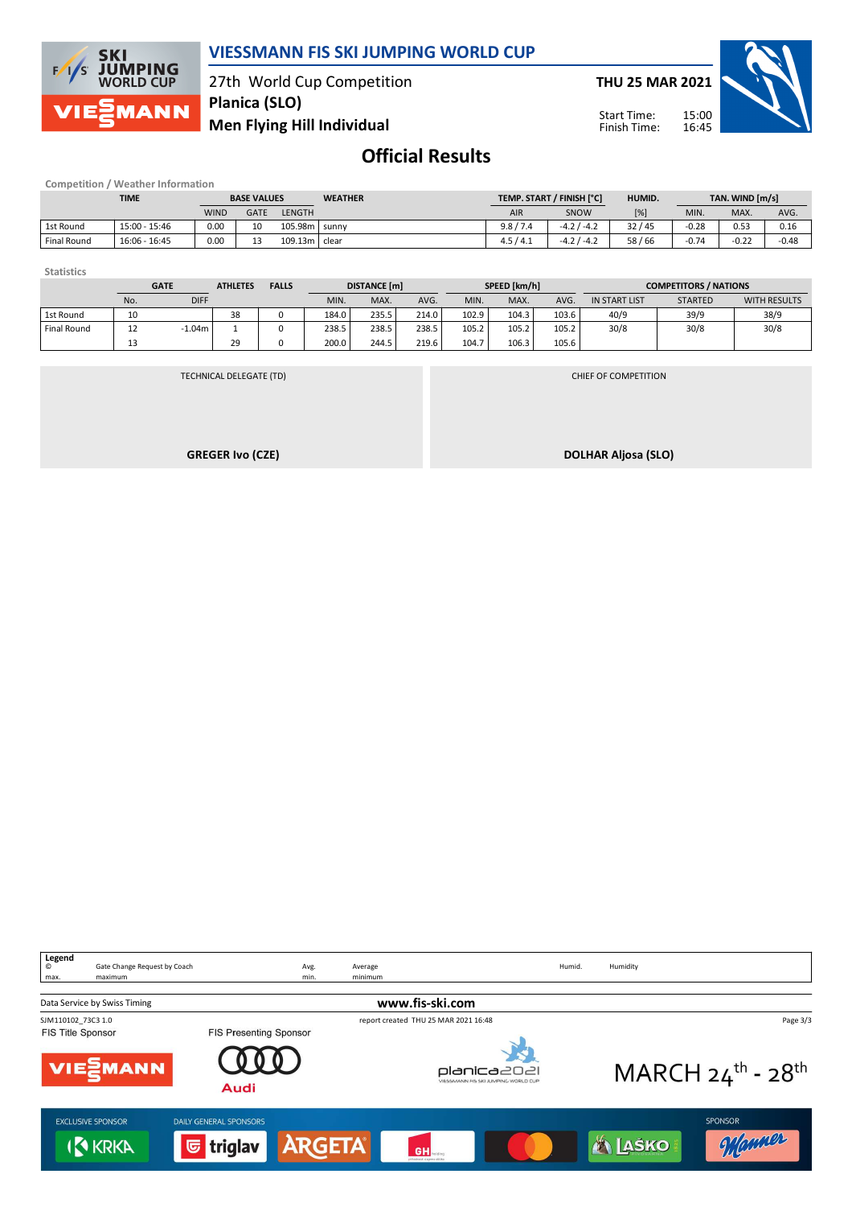# VIESSMANN FIS SKI JUMPING WORLD CUP

27th World Cup Competition
**Planica (SLO)**
**Men Flying Hill Individual**

**THU 25 MAR 2021**

Start Time: 15:00
Finish Time: 16:45

## Official Results

### Competition / Weather Information

| | TIME | BASE VALUES | | | WEATHER | TEMP. START / FINISH [°C] | | HUMID. | TAN. WIND [m/s] | | |
|---|---|---|---|---|---|---|---|---|---|---|---|
| | | WIND | GATE | LENGTH | | AIR | SNOW | [%] | MIN. | MAX. | AVG. |
| 1st Round | 15:00 - 15:46 | 0.00 | 10 | 105.98m | sunny | 9.8 / 7.4 | -4.2 / -4.2 | 32 / 45 | -0.28 | 0.53 | 0.16 |
| Final Round | 16:06 - 16:45 | 0.00 | 13 | 109.13m | clear | 4.5 / 4.1 | -4.2 / -4.2 | 58 / 66 | -0.74 | -0.22 | -0.48 |

### Statistics

| | GATE | | ATHLETES | FALLS | DISTANCE [m] | | | SPEED [km/h] | | | COMPETITORS / NATIONS | | |
|---|---|---|---|---|---|---|---|---|---|---|---|---|---|
| | No. | DIFF | | | MIN. | MAX. | AVG. | MIN. | MAX. | AVG. | IN START LIST | STARTED | WITH RESULTS |
| 1st Round | 10 | | 38 | 0 | 184.0 | 235.5 | 214.0 | 102.9 | 104.3 | 103.6 | 40/9 | 39/9 | 38/9 |
| Final Round | 12 | -1.04m | 1 | 0 | 238.5 | 238.5 | 238.5 | 105.2 | 105.2 | 105.2 | 30/8 | 30/8 | 30/8 |
| | 13 | | 29 | 0 | 200.0 | 244.5 | 219.6 | 104.7 | 106.3 | 105.6 | | | |

TECHNICAL DELEGATE (TD)

**GREGER Ivo (CZE)**

CHIEF OF COMPETITION

**DOLHAR Aljosa (SLO)**

**Legend**

| | | | | | |
|---|---|---|---|---|---|
| © | Gate Change Request by Coach | Avg. | Average | Humid. | Humidity |
| max. | maximum | min. | minimum | | |

Data Service by Swiss Timing

www.fis-ski.com

SJM110102_73C3 1.0

report created THU 25 MAR 2021 16:48

FIS Title Sponsor: VIESSMANN

FIS Presenting Sponsor: Audi

planica2021 VIESSMANN FIS SKI JUMPING WORLD CUP

MARCH 24th - 28th

EXCLUSIVE SPONSOR: KRKA

DAILY GENERAL SPONSORS: triglav, ARGETA, GH, Mastercard, LAŠKO

SPONSOR: Manner